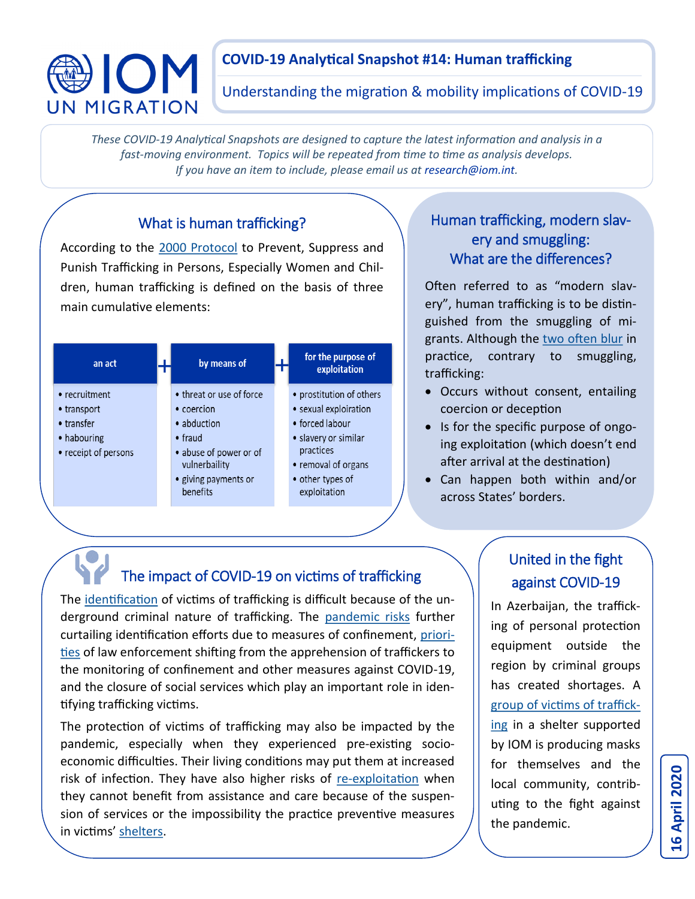# COVID-19 Analytical Snapshot #14: Human trafficking

Understanding the migration & mobility implications of COVID-19

*These COVID-19 Analytical Snapshots are designed to capture the latest information and analysis in a fast-moving environment. Topics will be repeated from time to time as analysis develops. If you have an item to include, please email us at research@iom.int.*

## What is human trafficking?

According to the 2000 Protocol to Prevent, Suppress and Punish Trafficking in Persons, Especially Women and Children, human trafficking is defined on the basis of three main cumulative elements:

| an act | + | by means of | + | for the purpose of exploitation |
|---|---|---|---|---|
| • recruitment<br>• transport<br>• transfer<br>• habouring<br>• receipt of persons | | • threat or use of force<br>• coercion<br>• abduction<br>• fraud<br>• abuse of power or of vulnerbaility<br>• giving payments or benefits | | • prostitution of others<br>• sexual exploitation<br>• forced labour<br>• slavery or similar practices<br>• removal of organs<br>• other types of exploitation |

## Human trafficking, modern slavery and smuggling: What are the differences?

Often referred to as "modern slavery", human trafficking is to be distinguished from the smuggling of migrants. Although the two often blur in practice, contrary to smuggling, trafficking:

- Occurs without consent, entailing coercion or deception
- Is for the specific purpose of ongoing exploitation (which doesn't end after arrival at the destination)
- Can happen both within and/or across States' borders.

## The impact of COVID-19 on victims of trafficking

The identification of victims of trafficking is difficult because of the underground criminal nature of trafficking. The pandemic risks further curtailing identification efforts due to measures of confinement, priorities of law enforcement shifting from the apprehension of traffickers to the monitoring of confinement and other measures against COVID-19, and the closure of social services which play an important role in identifying trafficking victims.

The protection of victims of trafficking may also be impacted by the pandemic, especially when they experienced pre-existing socio-economic difficulties. Their living conditions may put them at increased risk of infection. They have also higher risks of re-exploitation when they cannot benefit from assistance and care because of the suspension of services or the impossibility the practice preventive measures in victims' shelters.

## United in the fight against COVID-19

In Azerbaijan, the trafficking of personal protection equipment outside the region by criminal groups has created shortages. A group of victims of trafficking in a shelter supported by IOM is producing masks for themselves and the local community, contributing to the fight against the pandemic.

16 April 2020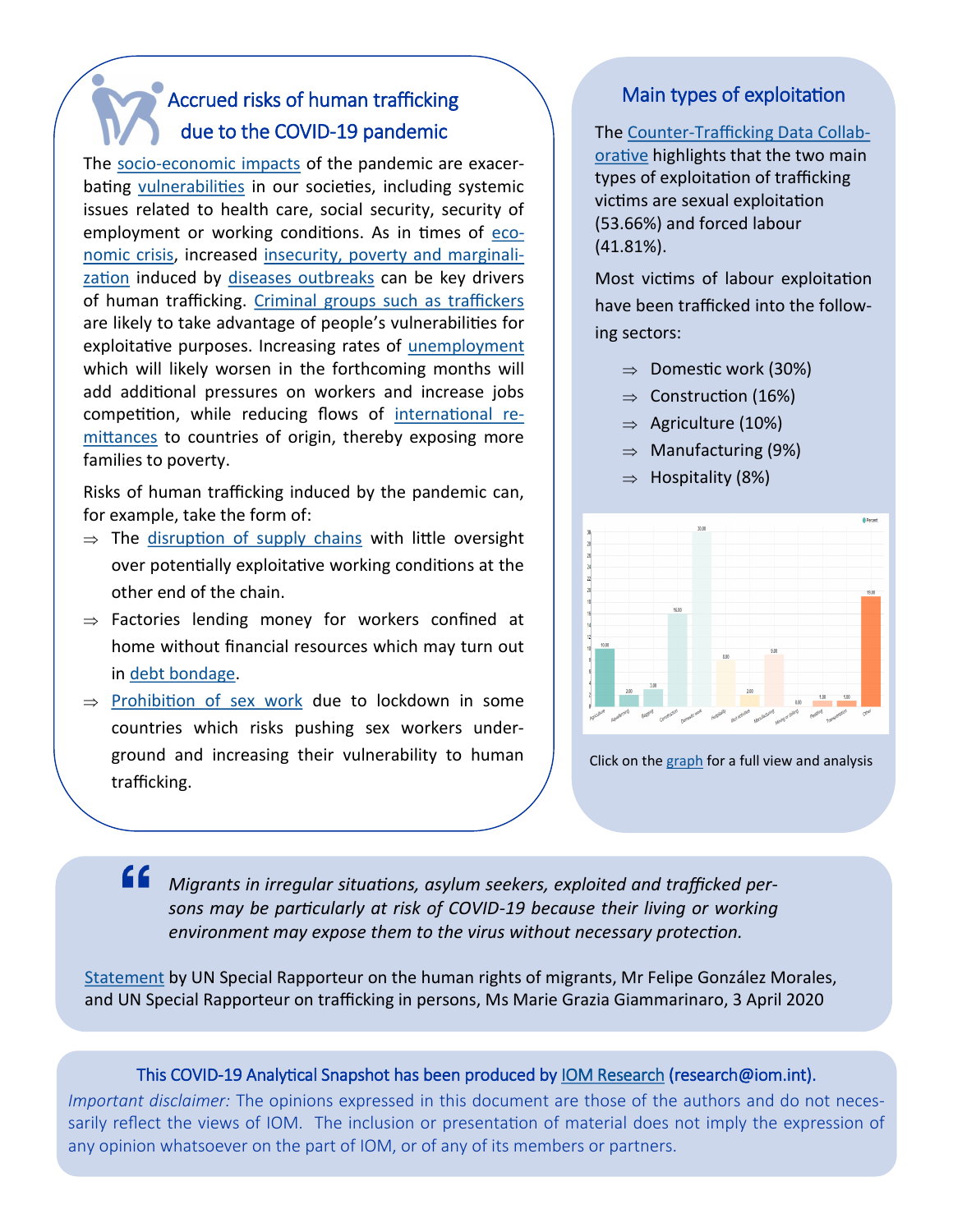## Accrued risks of human trafficking due to the COVID-19 pandemic

The socio-economic impacts of the pandemic are exacerbating vulnerabilities in our societies, including systemic issues related to health care, social security, security of employment or working conditions. As in times of economic crisis, increased insecurity, poverty and marginalization induced by diseases outbreaks can be key drivers of human trafficking. Criminal groups such as traffickers are likely to take advantage of people's vulnerabilities for exploitative purposes. Increasing rates of unemployment which will likely worsen in the forthcoming months will add additional pressures on workers and increase jobs competition, while reducing flows of international remittances to countries of origin, thereby exposing more families to poverty.

Risks of human trafficking induced by the pandemic can, for example, take the form of:

- ⇒ The disruption of supply chains with little oversight over potentially exploitative working conditions at the other end of the chain.
- ⇒ Factories lending money for workers confined at home without financial resources which may turn out in debt bondage.
- ⇒ Prohibition of sex work due to lockdown in some countries which risks pushing sex workers underground and increasing their vulnerability to human trafficking.

## Main types of exploitation

The Counter-Trafficking Data Collaborative highlights that the two main types of exploitation of trafficking victims are sexual exploitation (53.66%) and forced labour (41.81%).

Most victims of labour exploitation have been trafficked into the following sectors:

- ⇒ Domestic work (30%)
- ⇒ Construction (16%)
- ⇒ Agriculture (10%)
- ⇒ Manufacturing (9%)
- ⇒ Hospitality (8%)

Percent

10.00 Agriculture
2.00 Aquafarming
3.00 Begging
16.00 Construction
30.00 Domestic work
8.00 Hospitality
2.00 Illicit activities
9.00 Manufacturing
0.00 Mining or drilling
1.00 Peddling
1.00 Transportation
19.00 Other

Click on the graph for a full view and analysis

> *Migrants in irregular situations, asylum seekers, exploited and trafficked persons may be particularly at risk of COVID-19 because their living or working environment may expose them to the virus without necessary protection.*

Statement by UN Special Rapporteur on the human rights of migrants, Mr Felipe González Morales, and UN Special Rapporteur on trafficking in persons, Ms Marie Grazia Giammarinaro, 3 April 2020

This COVID-19 Analytical Snapshot has been produced by IOM Research (research@iom.int).

*Important disclaimer:* The opinions expressed in this document are those of the authors and do not necessarily reflect the views of IOM. The inclusion or presentation of material does not imply the expression of any opinion whatsoever on the part of IOM, or of any of its members or partners.